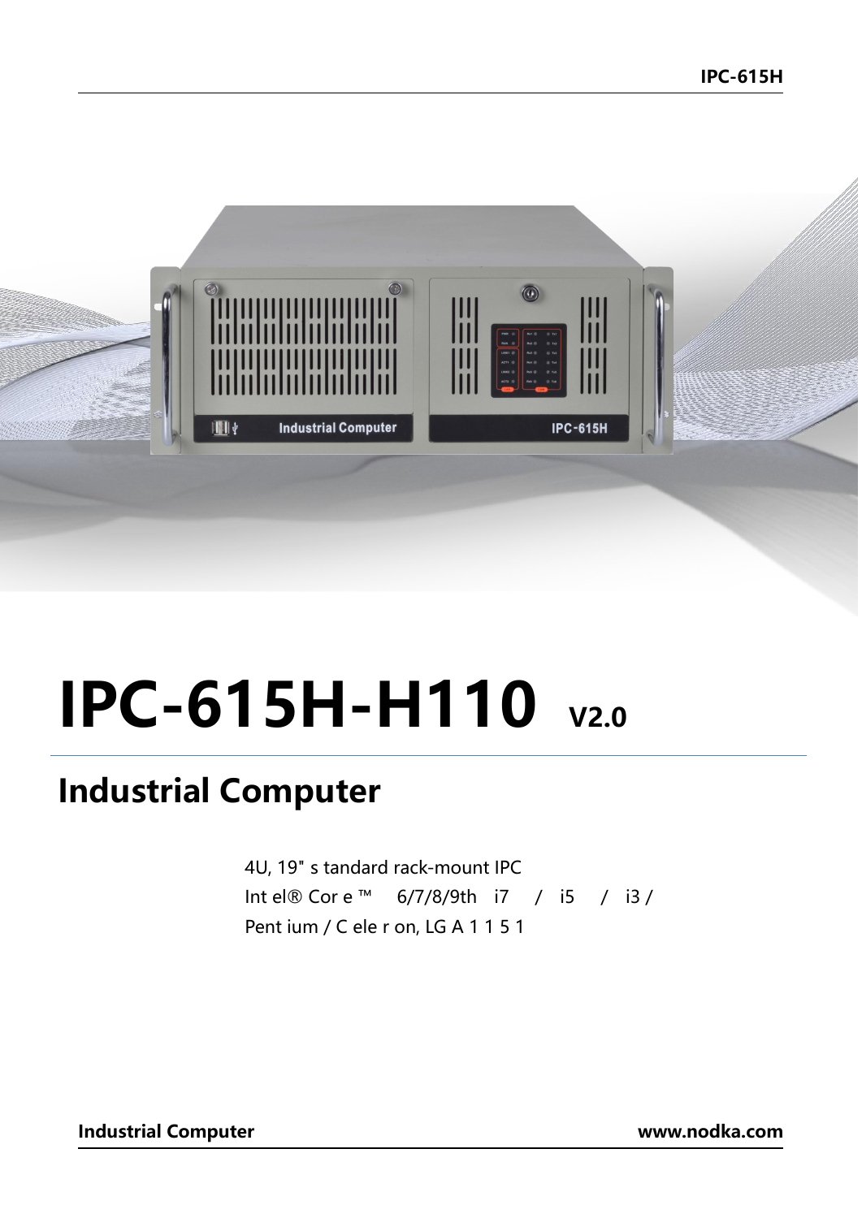# IPC-615H-H110 V2.0

## Industrial Computer

4U, 19" standard rack-mount IPC
Intel® Core™ 6/7/8/9th i7 / i5 / i3 /
Pentium / Celeron, LGA 1151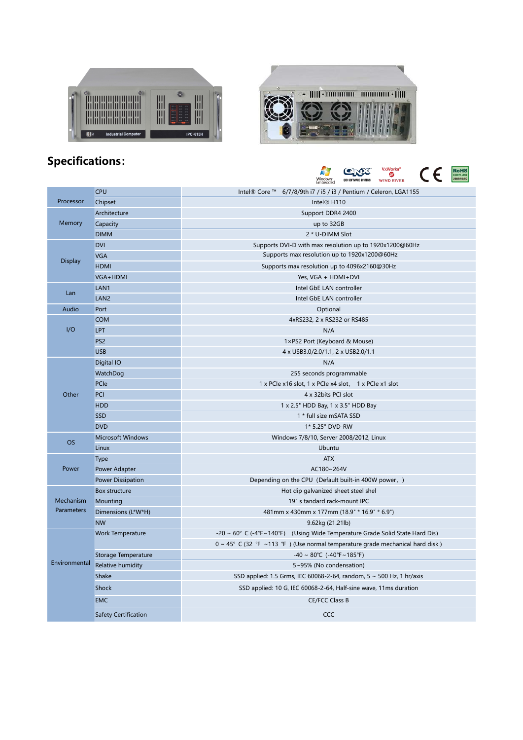## Specifications:

| | | |
|---|---|---|
| Processor | CPU | Intel® Core ™ 6/7/8/9th i7 / i5 / i3 / Pentium / Celeron, LGA1155 |
| | Chipset | Intel® H110 |
| Memory | Architecture | Support DDR4 2400 |
| | Capacity | up to 32GB |
| | DIMM | 2 * U-DIMM Slot |
| Display | DVI | Supports DVI-D with max resolution up to 1920x1200@60Hz |
| | VGA | Supports max resolution up to 1920x1200@60Hz |
| | HDMI | Supports max resolution up to 4096x2160@30Hz |
| | VGA+HDMI | Yes, VGA + HDMI+DVI |
| Lan | LAN1 | Intel GbE LAN controller |
| | LAN2 | Intel GbE LAN controller |
| Audio | Port | Optional |
| I/O | COM | 4xRS232, 2 x RS232 or RS485 |
| | LPT | N/A |
| | PS2 | 1×PS2 Port (Keyboard & Mouse) |
| | USB | 4 x USB3.0/2.0/1.1, 2 x USB2.0/1.1 |
| Other | Digital IO | N/A |
| | WatchDog | 255 seconds programmable |
| | PCIe | 1 x PCIe x16 slot, 1 x PCIe x4 slot， 1 x PCIe x1 slot |
| | PCI | 4 x 32bits PCI slot |
| | HDD | 1 x 2.5" HDD Bay, 1 x 3.5" HDD Bay |
| | SSD | 1 * full size mSATA SSD |
| | DVD | 1* 5.25" DVD-RW |
| OS | Microsoft Windows | Windows 7/8/10, Server 2008/2012, Linux |
| | Linux | Ubuntu |
| Power | Type | ATX |
| | Power Adapter | AC180~264V |
| | Power Dissipation | Depending on the CPU（Default built-in 400W power，) |
| Mechanism Parameters | Box structure | Hot dip galvanized sheet steel shel |
| | Mounting | 19" s tandard rack-mount IPC |
| | Dimensions (L*W*H) | 481mm x 430mm x 177mm (18.9" * 16.9" * 6.9") |
| | NW | 9.62kg (21.21lb) |
| Environmental | Work Temperature | -20 ~ 60° C (-4°F~140°F) (Using Wide Temperature Grade Solid State Hard Dis) |
| | | 0 ~ 45° C (32 ℉ ~113 ℉ ) (Use normal temperature grade mechanical hard disk ) |
| | Storage Temperature | -40 ~ 80℃ (-40℉~185℉) |
| | Relative humidity | 5~95% (No condensation) |
| | Shake | SSD applied: 1.5 Grms, IEC 60068-2-64, random, 5 ~ 500 Hz, 1 hr/axis |
| | Shock | SSD applied: 10 G, IEC 60068-2-64, Half-sine wave, 11ms duration |
| | EMC | CE/FCC Class B |
| | Safety Certification | CCC |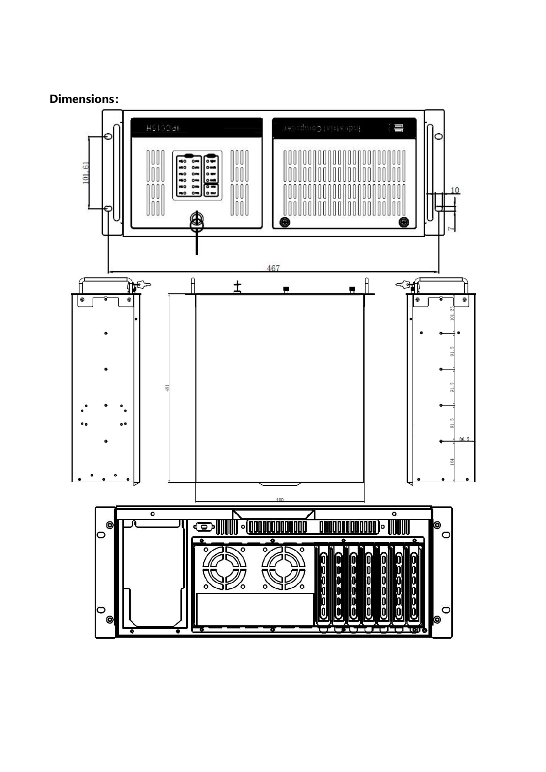**Dimensions：**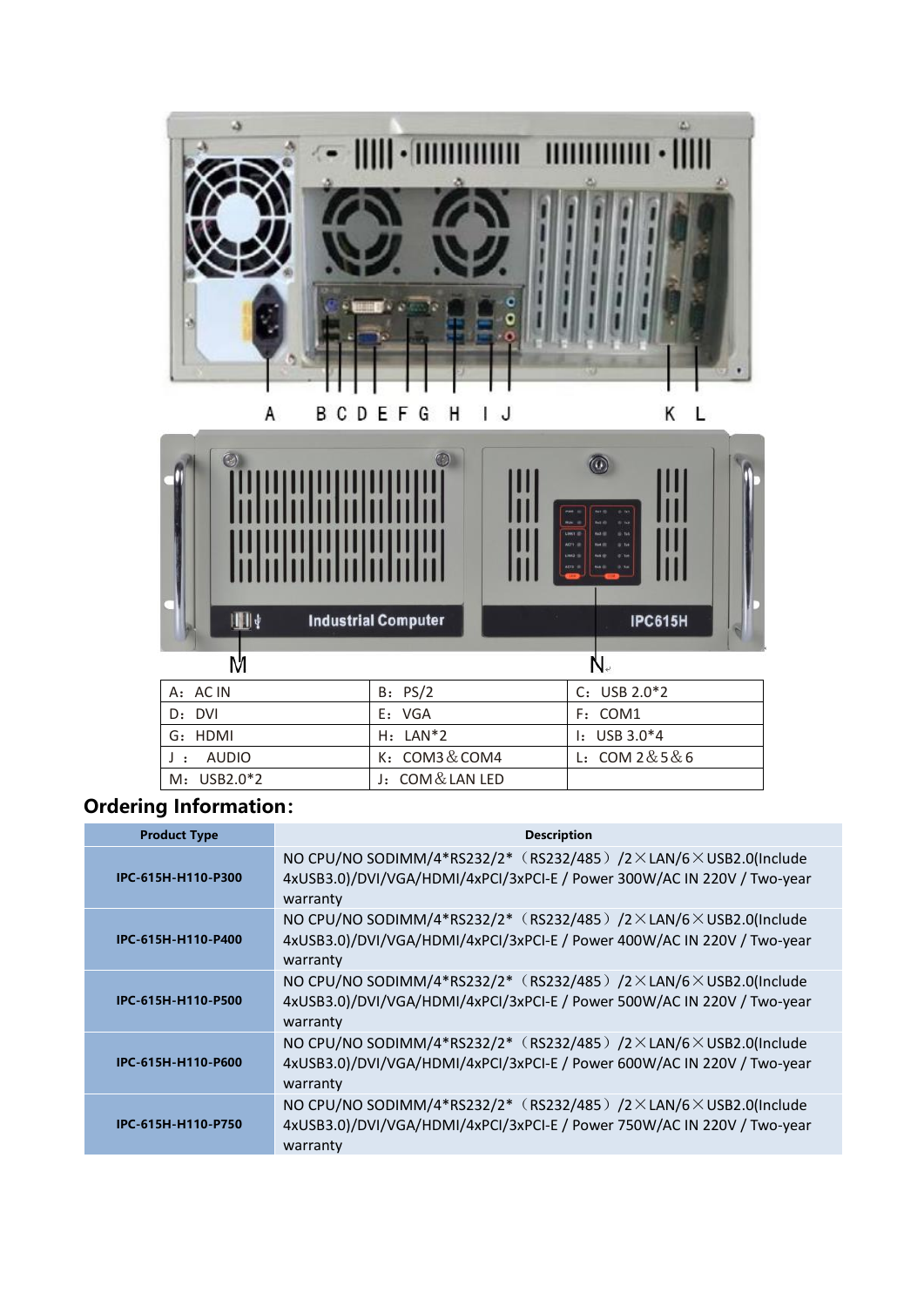A B C D E F G H I J K L

M N

| | | |
|---|---|---|
| A：AC IN | B：PS/2 | C：USB 2.0*2 |
| D：DVI | E：VGA | F：COM1 |
| G：HDMI | H：LAN*2 | I：USB 3.0*4 |
| J ： AUDIO | K：COM3＆COM4 | L：COM 2＆5＆6 |
| M：USB2.0*2 | J：COM＆LAN LED | |

## Ordering Information：

| Product Type | Description |
|---|---|
| IPC-615H-H110-P300 | NO CPU/NO SODIMM/4*RS232/2*（RS232/485）/2×LAN/6×USB2.0(Include 4xUSB3.0)/DVI/VGA/HDMI/4xPCI/3xPCI-E / Power 300W/AC IN 220V / Two-year warranty |
| IPC-615H-H110-P400 | NO CPU/NO SODIMM/4*RS232/2*（RS232/485）/2×LAN/6×USB2.0(Include 4xUSB3.0)/DVI/VGA/HDMI/4xPCI/3xPCI-E / Power 400W/AC IN 220V / Two-year warranty |
| IPC-615H-H110-P500 | NO CPU/NO SODIMM/4*RS232/2*（RS232/485）/2×LAN/6×USB2.0(Include 4xUSB3.0)/DVI/VGA/HDMI/4xPCI/3xPCI-E / Power 500W/AC IN 220V / Two-year warranty |
| IPC-615H-H110-P600 | NO CPU/NO SODIMM/4*RS232/2*（RS232/485）/2×LAN/6×USB2.0(Include 4xUSB3.0)/DVI/VGA/HDMI/4xPCI/3xPCI-E / Power 600W/AC IN 220V / Two-year warranty |
| IPC-615H-H110-P750 | NO CPU/NO SODIMM/4*RS232/2*（RS232/485）/2×LAN/6×USB2.0(Include 4xUSB3.0)/DVI/VGA/HDMI/4xPCI/3xPCI-E / Power 750W/AC IN 220V / Two-year warranty |